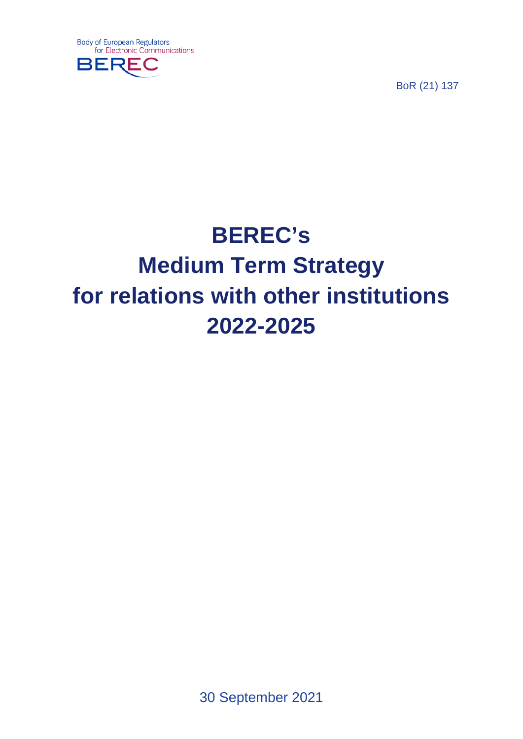Body of European Regulators for Electronic Communications

BEREC

BoR (21) 137

# BEREC's Medium Term Strategy for relations with other institutions 2022-2025

30 September 2021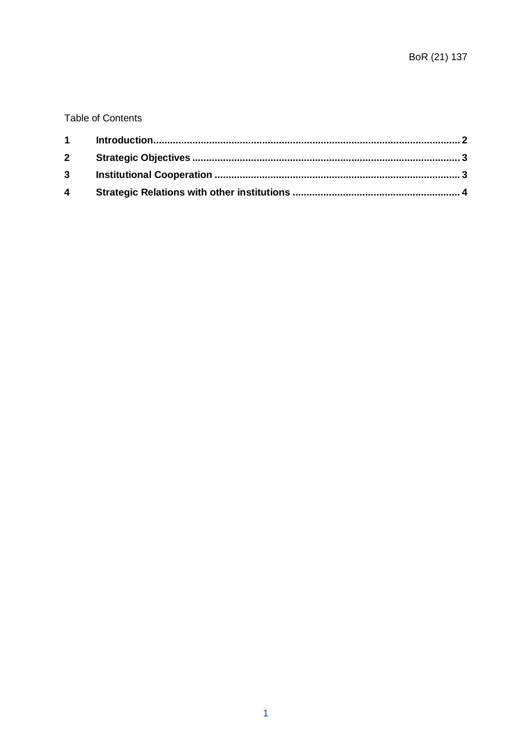Table of Contents

| | | |
|---|---|---|
| **1** | **Introduction** | **2** |
| **2** | **Strategic Objectives** | **3** |
| **3** | **Institutional Cooperation** | **3** |
| **4** | **Strategic Relations with other institutions** | **4** |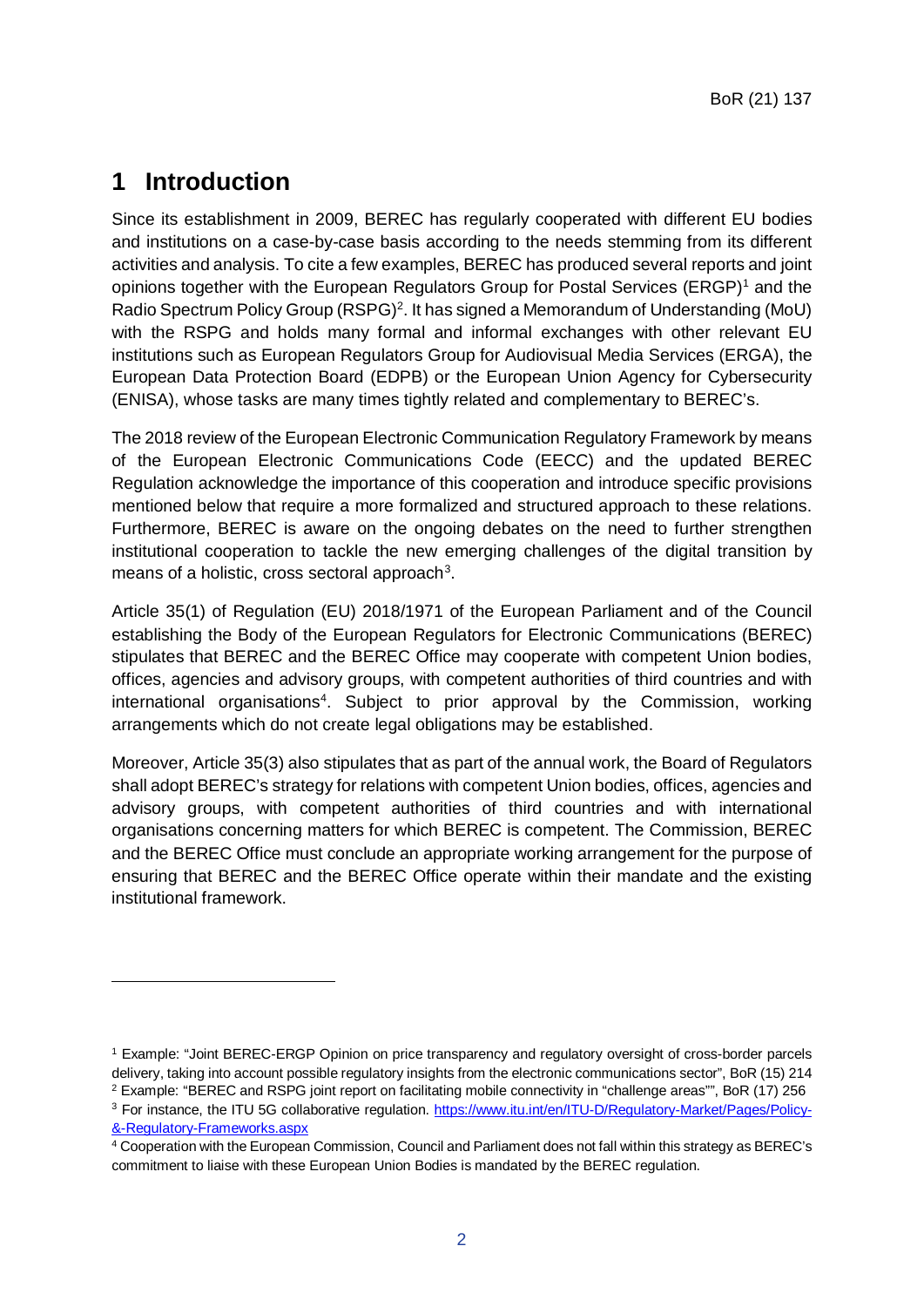# 1 Introduction

Since its establishment in 2009, BEREC has regularly cooperated with different EU bodies and institutions on a case-by-case basis according to the needs stemming from its different activities and analysis. To cite a few examples, BEREC has produced several reports and joint opinions together with the European Regulators Group for Postal Services (ERGP)[1] and the Radio Spectrum Policy Group (RSPG)[2]. It has signed a Memorandum of Understanding (MoU) with the RSPG and holds many formal and informal exchanges with other relevant EU institutions such as European Regulators Group for Audiovisual Media Services (ERGA), the European Data Protection Board (EDPB) or the European Union Agency for Cybersecurity (ENISA), whose tasks are many times tightly related and complementary to BEREC's.

The 2018 review of the European Electronic Communication Regulatory Framework by means of the European Electronic Communications Code (EECC) and the updated BEREC Regulation acknowledge the importance of this cooperation and introduce specific provisions mentioned below that require a more formalized and structured approach to these relations. Furthermore, BEREC is aware on the ongoing debates on the need to further strengthen institutional cooperation to tackle the new emerging challenges of the digital transition by means of a holistic, cross sectoral approach[3].

Article 35(1) of Regulation (EU) 2018/1971 of the European Parliament and of the Council establishing the Body of the European Regulators for Electronic Communications (BEREC) stipulates that BEREC and the BEREC Office may cooperate with competent Union bodies, offices, agencies and advisory groups, with competent authorities of third countries and with international organisations[4]. Subject to prior approval by the Commission, working arrangements which do not create legal obligations may be established.

Moreover, Article 35(3) also stipulates that as part of the annual work, the Board of Regulators shall adopt BEREC's strategy for relations with competent Union bodies, offices, agencies and advisory groups, with competent authorities of third countries and with international organisations concerning matters for which BEREC is competent. The Commission, BEREC and the BEREC Office must conclude an appropriate working arrangement for the purpose of ensuring that BEREC and the BEREC Office operate within their mandate and the existing institutional framework.

---

[1] Example: "Joint BEREC-ERGP Opinion on price transparency and regulatory oversight of cross-border parcels delivery, taking into account possible regulatory insights from the electronic communications sector", BoR (15) 214

[2] Example: "BEREC and RSPG joint report on facilitating mobile connectivity in "challenge areas"", BoR (17) 256

[3] For instance, the ITU 5G collaborative regulation. https://www.itu.int/en/ITU-D/Regulatory-Market/Pages/Policy-&-Regulatory-Frameworks.aspx

[4] Cooperation with the European Commission, Council and Parliament does not fall within this strategy as BEREC's commitment to liaise with these European Union Bodies is mandated by the BEREC regulation.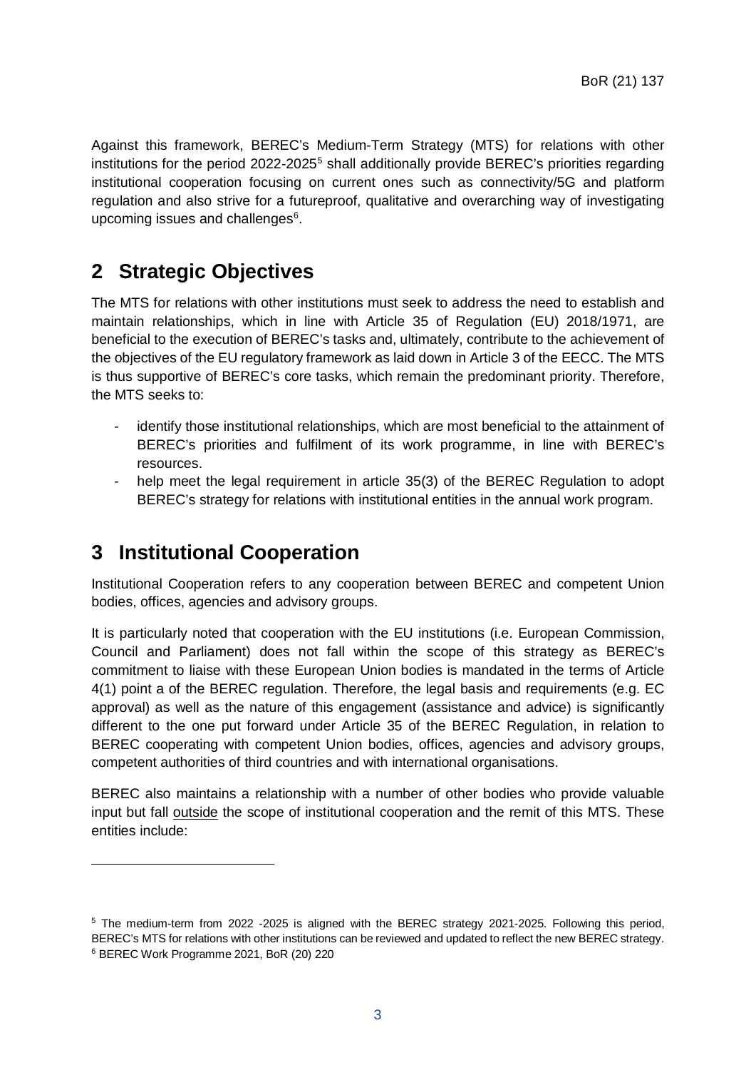Against this framework, BEREC's Medium-Term Strategy (MTS) for relations with other institutions for the period 2022-2025[5] shall additionally provide BEREC's priorities regarding institutional cooperation focusing on current ones such as connectivity/5G and platform regulation and also strive for a futureproof, qualitative and overarching way of investigating upcoming issues and challenges[6].

# 2 Strategic Objectives

The MTS for relations with other institutions must seek to address the need to establish and maintain relationships, which in line with Article 35 of Regulation (EU) 2018/1971, are beneficial to the execution of BEREC's tasks and, ultimately, contribute to the achievement of the objectives of the EU regulatory framework as laid down in Article 3 of the EECC. The MTS is thus supportive of BEREC's core tasks, which remain the predominant priority. Therefore, the MTS seeks to:

- identify those institutional relationships, which are most beneficial to the attainment of BEREC's priorities and fulfilment of its work programme, in line with BEREC's resources.
- help meet the legal requirement in article 35(3) of the BEREC Regulation to adopt BEREC's strategy for relations with institutional entities in the annual work program.

# 3 Institutional Cooperation

Institutional Cooperation refers to any cooperation between BEREC and competent Union bodies, offices, agencies and advisory groups.

It is particularly noted that cooperation with the EU institutions (i.e. European Commission, Council and Parliament) does not fall within the scope of this strategy as BEREC's commitment to liaise with these European Union bodies is mandated in the terms of Article 4(1) point a of the BEREC regulation. Therefore, the legal basis and requirements (e.g. EC approval) as well as the nature of this engagement (assistance and advice) is significantly different to the one put forward under Article 35 of the BEREC Regulation, in relation to BEREC cooperating with competent Union bodies, offices, agencies and advisory groups, competent authorities of third countries and with international organisations.

BEREC also maintains a relationship with a number of other bodies who provide valuable input but fall <u>outside</u> the scope of institutional cooperation and the remit of this MTS. These entities include:

[5] The medium-term from 2022 -2025 is aligned with the BEREC strategy 2021-2025. Following this period, BEREC's MTS for relations with other institutions can be reviewed and updated to reflect the new BEREC strategy.

[6] BEREC Work Programme 2021, BoR (20) 220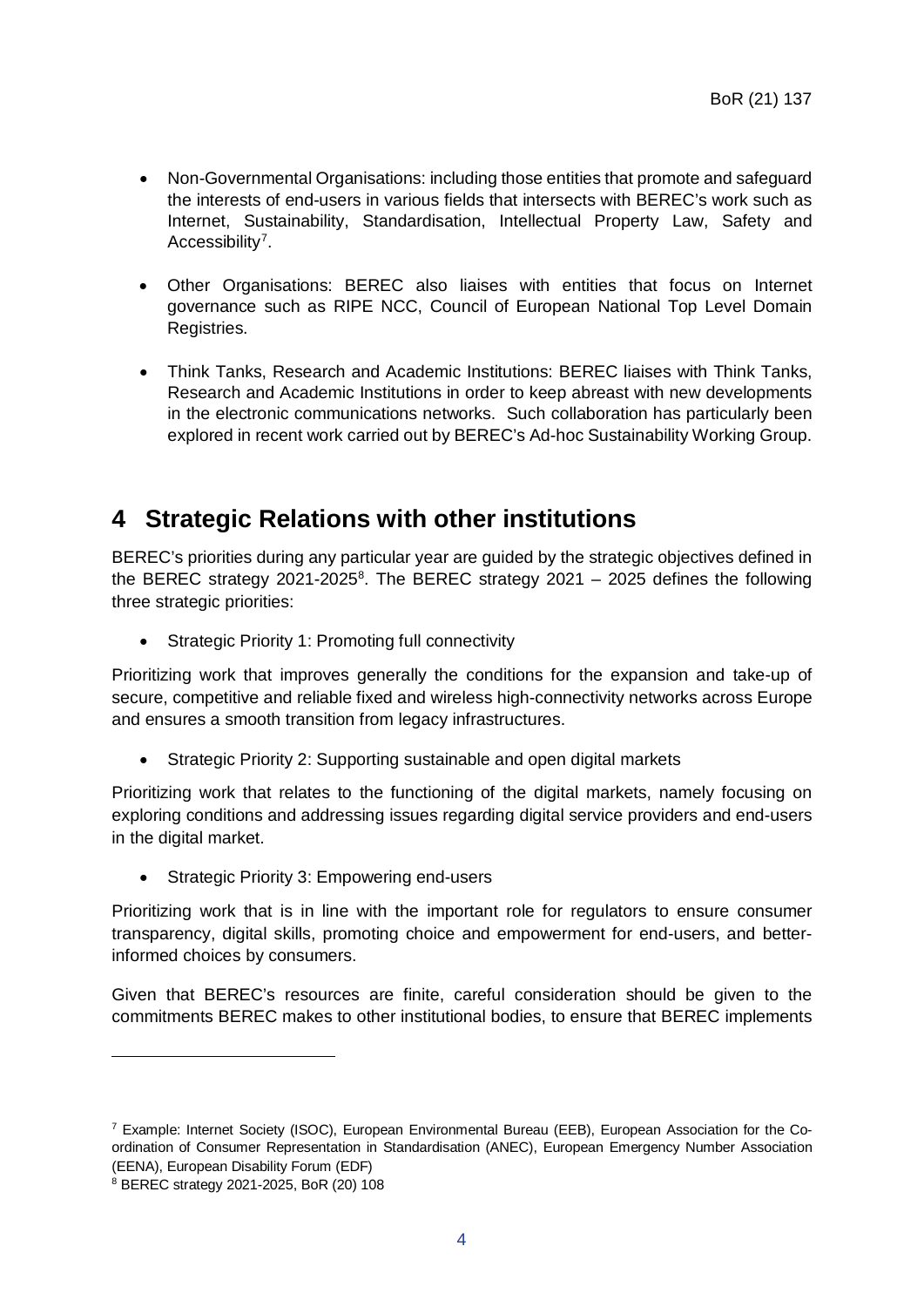- Non-Governmental Organisations: including those entities that promote and safeguard the interests of end-users in various fields that intersects with BEREC's work such as Internet, Sustainability, Standardisation, Intellectual Property Law, Safety and Accessibility[7].

- Other Organisations: BEREC also liaises with entities that focus on Internet governance such as RIPE NCC, Council of European National Top Level Domain Registries.

- Think Tanks, Research and Academic Institutions: BEREC liaises with Think Tanks, Research and Academic Institutions in order to keep abreast with new developments in the electronic communications networks. Such collaboration has particularly been explored in recent work carried out by BEREC's Ad-hoc Sustainability Working Group.

# 4 Strategic Relations with other institutions

BEREC's priorities during any particular year are guided by the strategic objectives defined in the BEREC strategy 2021-2025[8]. The BEREC strategy 2021 – 2025 defines the following three strategic priorities:

- Strategic Priority 1: Promoting full connectivity

Prioritizing work that improves generally the conditions for the expansion and take-up of secure, competitive and reliable fixed and wireless high-connectivity networks across Europe and ensures a smooth transition from legacy infrastructures.

- Strategic Priority 2: Supporting sustainable and open digital markets

Prioritizing work that relates to the functioning of the digital markets, namely focusing on exploring conditions and addressing issues regarding digital service providers and end-users in the digital market.

- Strategic Priority 3: Empowering end-users

Prioritizing work that is in line with the important role for regulators to ensure consumer transparency, digital skills, promoting choice and empowerment for end-users, and better-informed choices by consumers.

Given that BEREC's resources are finite, careful consideration should be given to the commitments BEREC makes to other institutional bodies, to ensure that BEREC implements

---

[7] Example: Internet Society (ISOC), European Environmental Bureau (EEB), European Association for the Co-ordination of Consumer Representation in Standardisation (ANEC), European Emergency Number Association (EENA), European Disability Forum (EDF)

[8] BEREC strategy 2021-2025, BoR (20) 108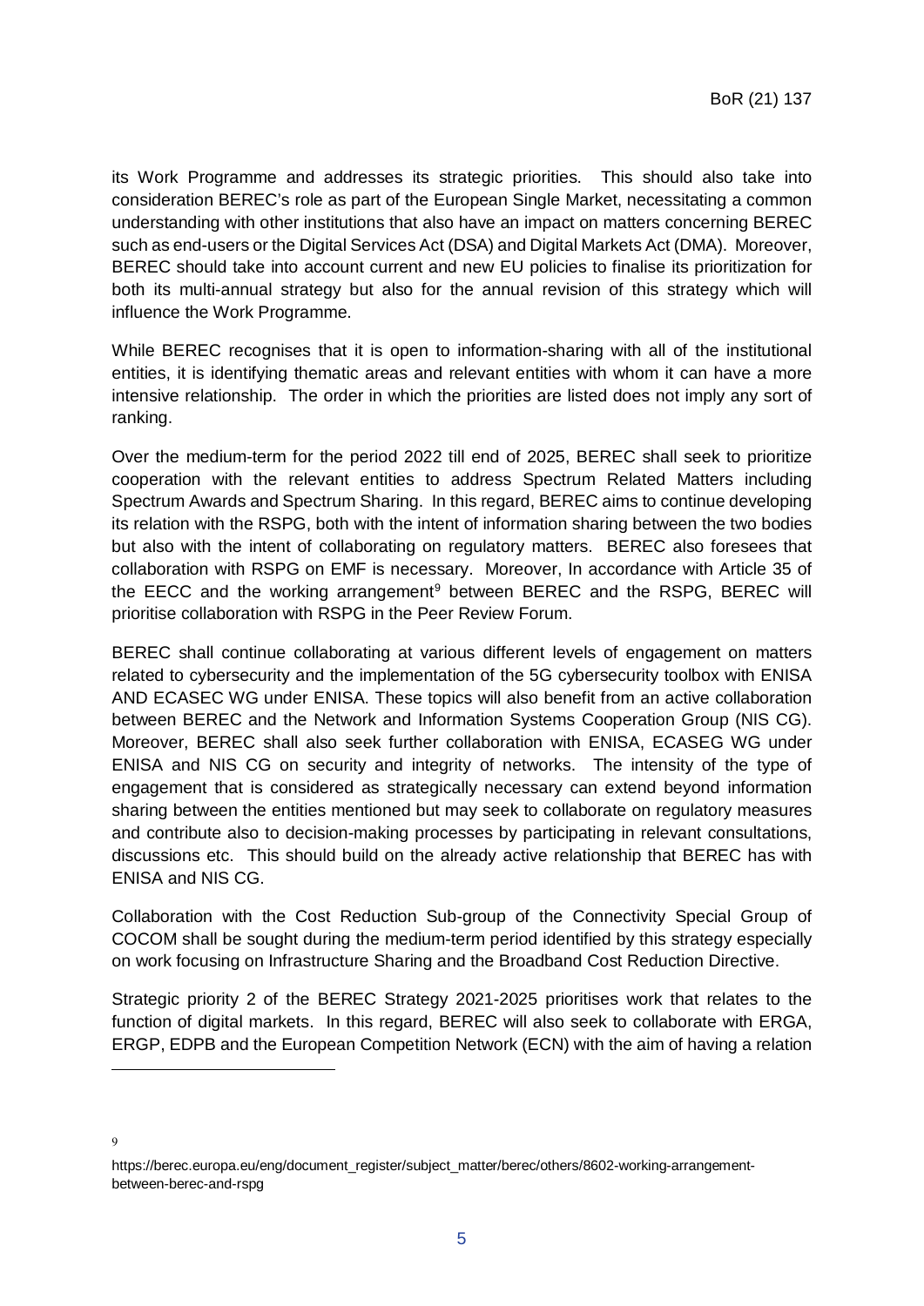its Work Programme and addresses its strategic priorities. This should also take into consideration BEREC's role as part of the European Single Market, necessitating a common understanding with other institutions that also have an impact on matters concerning BEREC such as end-users or the Digital Services Act (DSA) and Digital Markets Act (DMA). Moreover, BEREC should take into account current and new EU policies to finalise its prioritization for both its multi-annual strategy but also for the annual revision of this strategy which will influence the Work Programme.

While BEREC recognises that it is open to information-sharing with all of the institutional entities, it is identifying thematic areas and relevant entities with whom it can have a more intensive relationship. The order in which the priorities are listed does not imply any sort of ranking.

Over the medium-term for the period 2022 till end of 2025, BEREC shall seek to prioritize cooperation with the relevant entities to address Spectrum Related Matters including Spectrum Awards and Spectrum Sharing. In this regard, BEREC aims to continue developing its relation with the RSPG, both with the intent of information sharing between the two bodies but also with the intent of collaborating on regulatory matters. BEREC also foresees that collaboration with RSPG on EMF is necessary. Moreover, In accordance with Article 35 of the EECC and the working arrangement[9] between BEREC and the RSPG, BEREC will prioritise collaboration with RSPG in the Peer Review Forum.

BEREC shall continue collaborating at various different levels of engagement on matters related to cybersecurity and the implementation of the 5G cybersecurity toolbox with ENISA AND ECASEC WG under ENISA. These topics will also benefit from an active collaboration between BEREC and the Network and Information Systems Cooperation Group (NIS CG). Moreover, BEREC shall also seek further collaboration with ENISA, ECASEG WG under ENISA and NIS CG on security and integrity of networks. The intensity of the type of engagement that is considered as strategically necessary can extend beyond information sharing between the entities mentioned but may seek to collaborate on regulatory measures and contribute also to decision-making processes by participating in relevant consultations, discussions etc. This should build on the already active relationship that BEREC has with ENISA and NIS CG.

Collaboration with the Cost Reduction Sub-group of the Connectivity Special Group of COCOM shall be sought during the medium-term period identified by this strategy especially on work focusing on Infrastructure Sharing and the Broadband Cost Reduction Directive.

Strategic priority 2 of the BEREC Strategy 2021-2025 prioritises work that relates to the function of digital markets. In this regard, BEREC will also seek to collaborate with ERGA, ERGP, EDPB and the European Competition Network (ECN) with the aim of having a relation

[9] https://berec.europa.eu/eng/document_register/subject_matter/berec/others/8602-working-arrangement-between-berec-and-rspg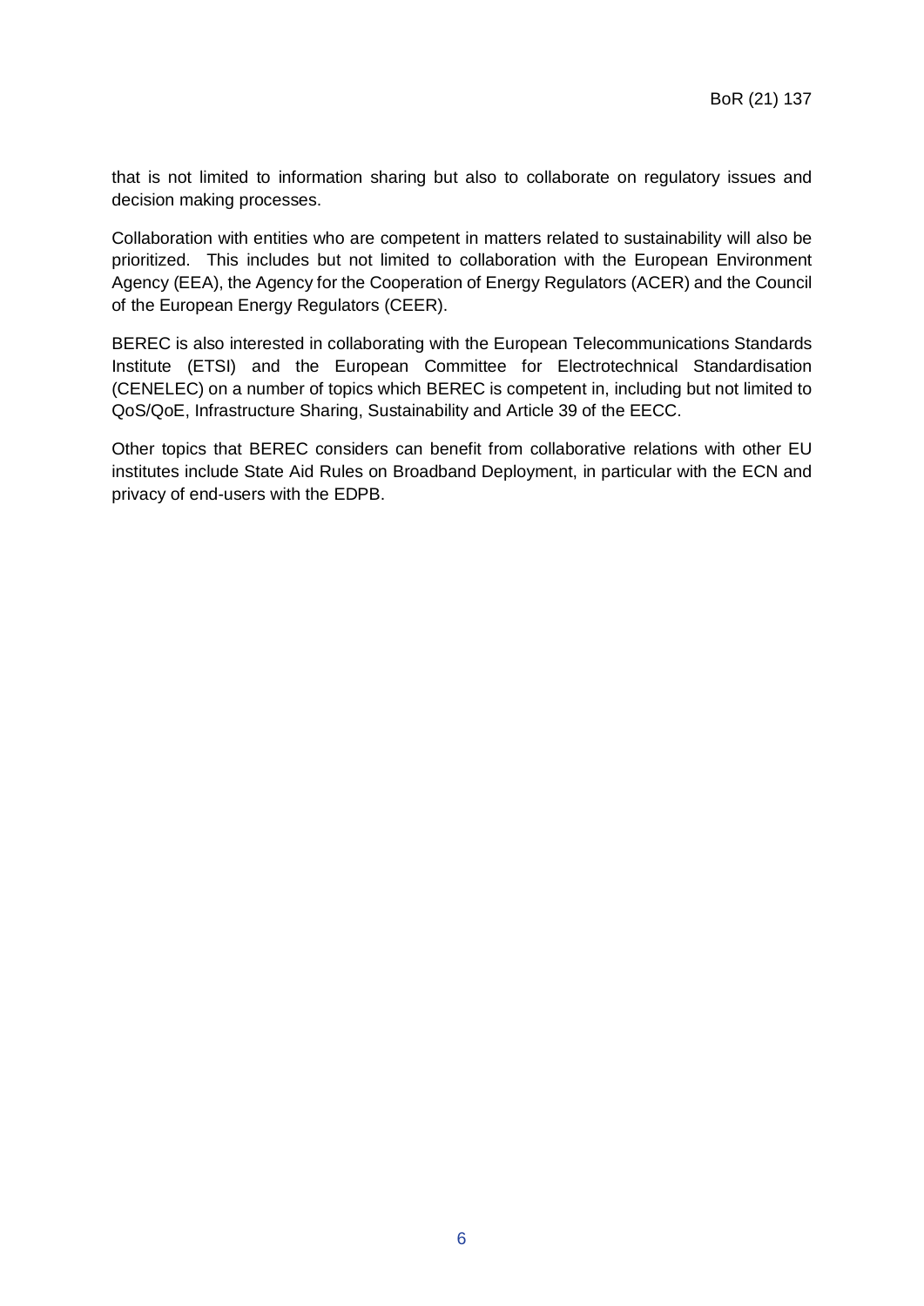that is not limited to information sharing but also to collaborate on regulatory issues and decision making processes.

Collaboration with entities who are competent in matters related to sustainability will also be prioritized. This includes but not limited to collaboration with the European Environment Agency (EEA), the Agency for the Cooperation of Energy Regulators (ACER) and the Council of the European Energy Regulators (CEER).

BEREC is also interested in collaborating with the European Telecommunications Standards Institute (ETSI) and the European Committee for Electrotechnical Standardisation (CENELEC) on a number of topics which BEREC is competent in, including but not limited to QoS/QoE, Infrastructure Sharing, Sustainability and Article 39 of the EECC.

Other topics that BEREC considers can benefit from collaborative relations with other EU institutes include State Aid Rules on Broadband Deployment, in particular with the ECN and privacy of end-users with the EDPB.